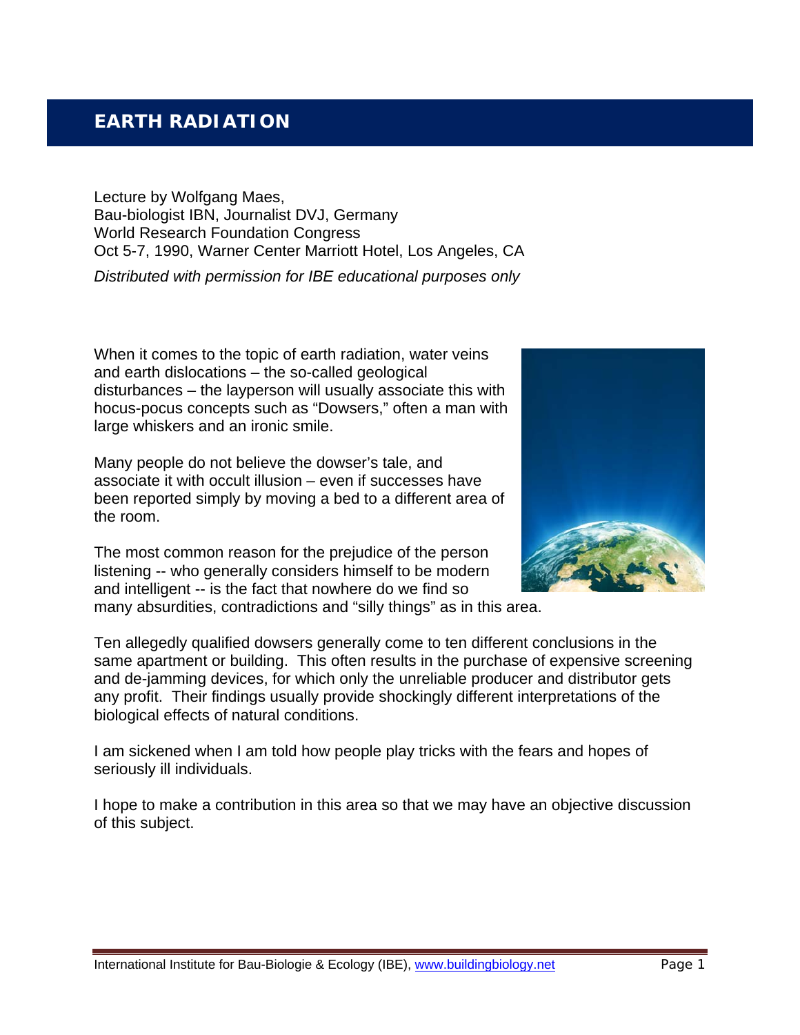# EARTH RADIATION

Lecture by Wolfgang Maes,
Bau-biologist IBN, Journalist DVJ, Germany
World Research Foundation Congress
Oct 5-7, 1990, Warner Center Marriott Hotel, Los Angeles, CA

*Distributed with permission for IBE educational purposes only*

When it comes to the topic of earth radiation, water veins and earth dislocations – the so-called geological disturbances – the layperson will usually associate this with hocus-pocus concepts such as "Dowsers," often a man with large whiskers and an ironic smile.

Many people do not believe the dowser's tale, and associate it with occult illusion – even if successes have been reported simply by moving a bed to a different area of the room.

The most common reason for the prejudice of the person listening -- who generally considers himself to be modern and intelligent -- is the fact that nowhere do we find so many absurdities, contradictions and "silly things" as in this area.

Ten allegedly qualified dowsers generally come to ten different conclusions in the same apartment or building. This often results in the purchase of expensive screening and de-jamming devices, for which only the unreliable producer and distributor gets any profit. Their findings usually provide shockingly different interpretations of the biological effects of natural conditions.

I am sickened when I am told how people play tricks with the fears and hopes of seriously ill individuals.

I hope to make a contribution in this area so that we may have an objective discussion of this subject.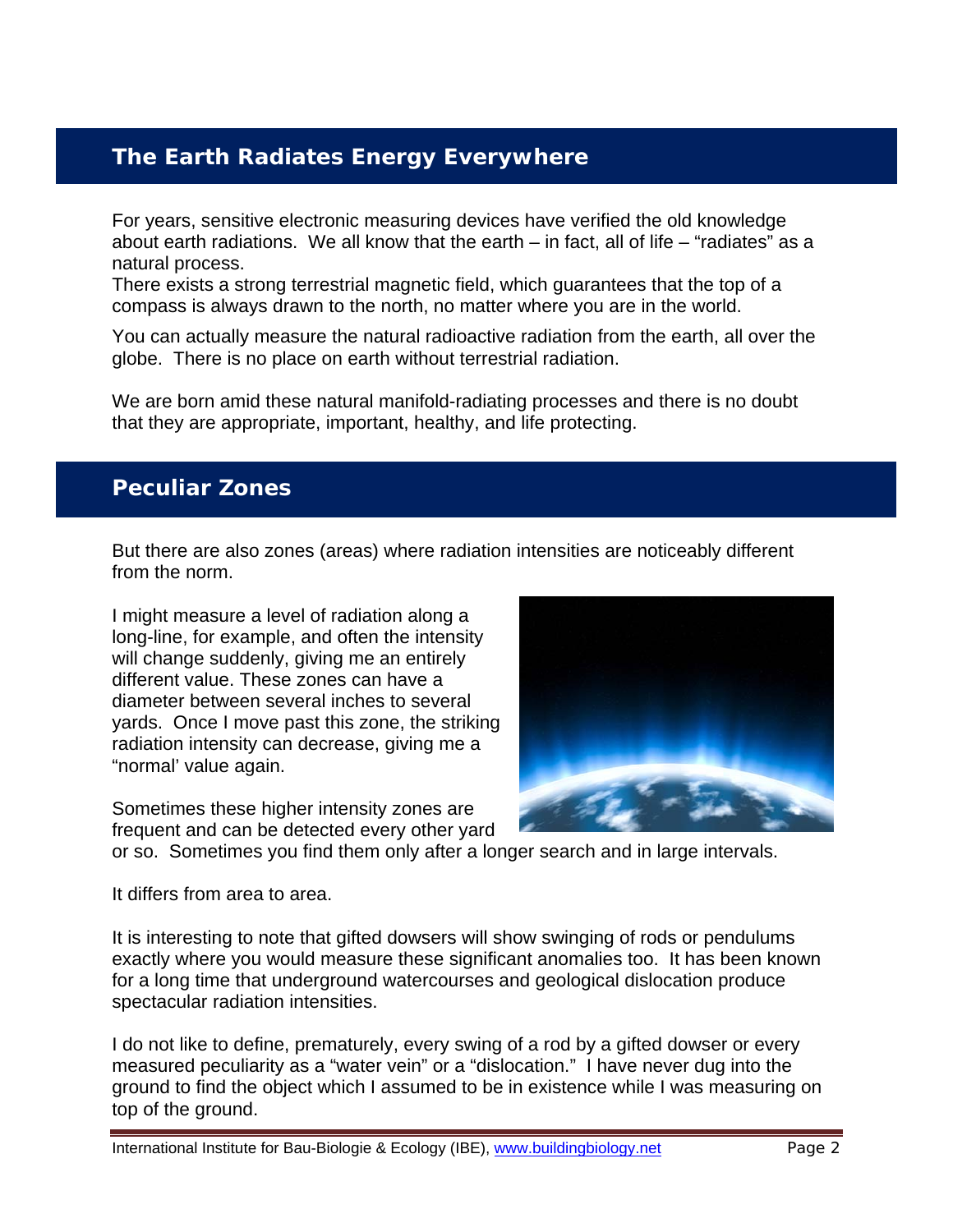## The Earth Radiates Energy Everywhere

For years, sensitive electronic measuring devices have verified the old knowledge about earth radiations. We all know that the earth – in fact, all of life – "radiates" as a natural process.
There exists a strong terrestrial magnetic field, which guarantees that the top of a compass is always drawn to the north, no matter where you are in the world.

You can actually measure the natural radioactive radiation from the earth, all over the globe. There is no place on earth without terrestrial radiation.

We are born amid these natural manifold-radiating processes and there is no doubt that they are appropriate, important, healthy, and life protecting.

## Peculiar Zones

But there are also zones (areas) where radiation intensities are noticeably different from the norm.

I might measure a level of radiation along a long-line, for example, and often the intensity will change suddenly, giving me an entirely different value. These zones can have a diameter between several inches to several yards. Once I move past this zone, the striking radiation intensity can decrease, giving me a "normal' value again.

Sometimes these higher intensity zones are frequent and can be detected every other yard or so. Sometimes you find them only after a longer search and in large intervals.

It differs from area to area.

It is interesting to note that gifted dowsers will show swinging of rods or pendulums exactly where you would measure these significant anomalies too. It has been known for a long time that underground watercourses and geological dislocation produce spectacular radiation intensities.

I do not like to define, prematurely, every swing of a rod by a gifted dowser or every measured peculiarity as a "water vein" or a "dislocation." I have never dug into the ground to find the object which I assumed to be in existence while I was measuring on top of the ground.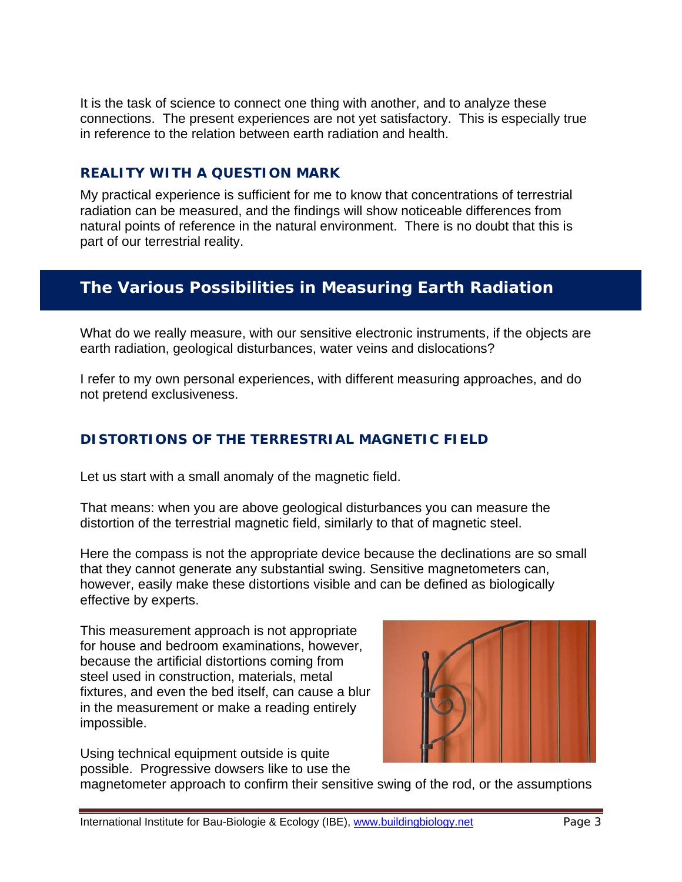It is the task of science to connect one thing with another, and to analyze these connections. The present experiences are not yet satisfactory. This is especially true in reference to the relation between earth radiation and health.

### REALITY WITH A QUESTION MARK

My practical experience is sufficient for me to know that concentrations of terrestrial radiation can be measured, and the findings will show noticeable differences from natural points of reference in the natural environment. There is no doubt that this is part of our terrestrial reality.

## The Various Possibilities in Measuring Earth Radiation

What do we really measure, with our sensitive electronic instruments, if the objects are earth radiation, geological disturbances, water veins and dislocations?

I refer to my own personal experiences, with different measuring approaches, and do not pretend exclusiveness.

### DISTORTIONS OF THE TERRESTRIAL MAGNETIC FIELD

Let us start with a small anomaly of the magnetic field.

That means: when you are above geological disturbances you can measure the distortion of the terrestrial magnetic field, similarly to that of magnetic steel.

Here the compass is not the appropriate device because the declinations are so small that they cannot generate any substantial swing. Sensitive magnetometers can, however, easily make these distortions visible and can be defined as biologically effective by experts.

This measurement approach is not appropriate for house and bedroom examinations, however, because the artificial distortions coming from steel used in construction, materials, metal fixtures, and even the bed itself, can cause a blur in the measurement or make a reading entirely impossible.

Using technical equipment outside is quite possible. Progressive dowsers like to use the magnetometer approach to confirm their sensitive swing of the rod, or the assumptions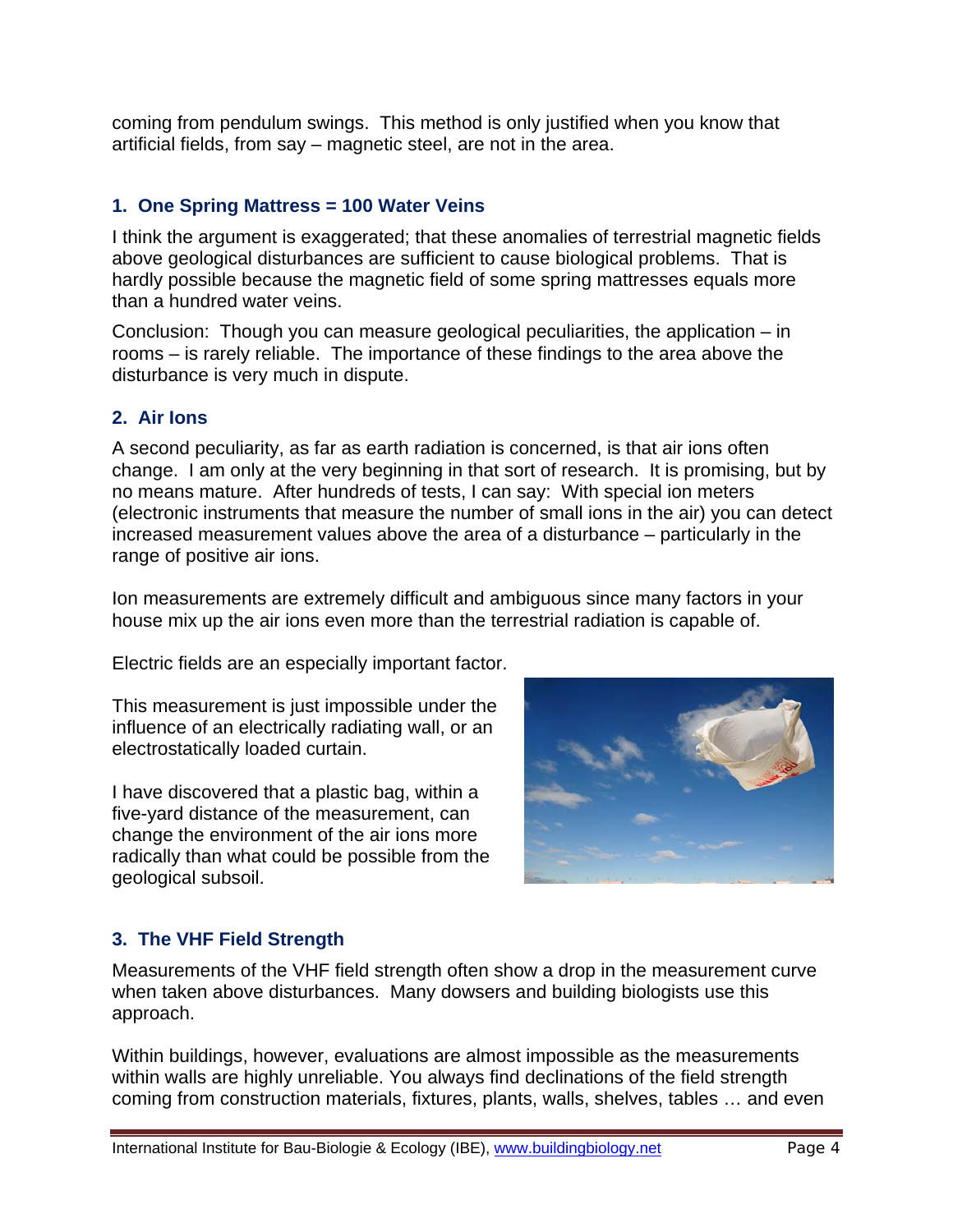coming from pendulum swings. This method is only justified when you know that artificial fields, from say – magnetic steel, are not in the area.

### 1. One Spring Mattress = 100 Water Veins

I think the argument is exaggerated; that these anomalies of terrestrial magnetic fields above geological disturbances are sufficient to cause biological problems. That is hardly possible because the magnetic field of some spring mattresses equals more than a hundred water veins.

Conclusion: Though you can measure geological peculiarities, the application – in rooms – is rarely reliable. The importance of these findings to the area above the disturbance is very much in dispute.

### 2. Air Ions

A second peculiarity, as far as earth radiation is concerned, is that air ions often change. I am only at the very beginning in that sort of research. It is promising, but by no means mature. After hundreds of tests, I can say: With special ion meters (electronic instruments that measure the number of small ions in the air) you can detect increased measurement values above the area of a disturbance – particularly in the range of positive air ions.

Ion measurements are extremely difficult and ambiguous since many factors in your house mix up the air ions even more than the terrestrial radiation is capable of.

Electric fields are an especially important factor.

This measurement is just impossible under the influence of an electrically radiating wall, or an electrostatically loaded curtain.

I have discovered that a plastic bag, within a five-yard distance of the measurement, can change the environment of the air ions more radically than what could be possible from the geological subsoil.

### 3. The VHF Field Strength

Measurements of the VHF field strength often show a drop in the measurement curve when taken above disturbances. Many dowsers and building biologists use this approach.

Within buildings, however, evaluations are almost impossible as the measurements within walls are highly unreliable. You always find declinations of the field strength coming from construction materials, fixtures, plants, walls, shelves, tables … and even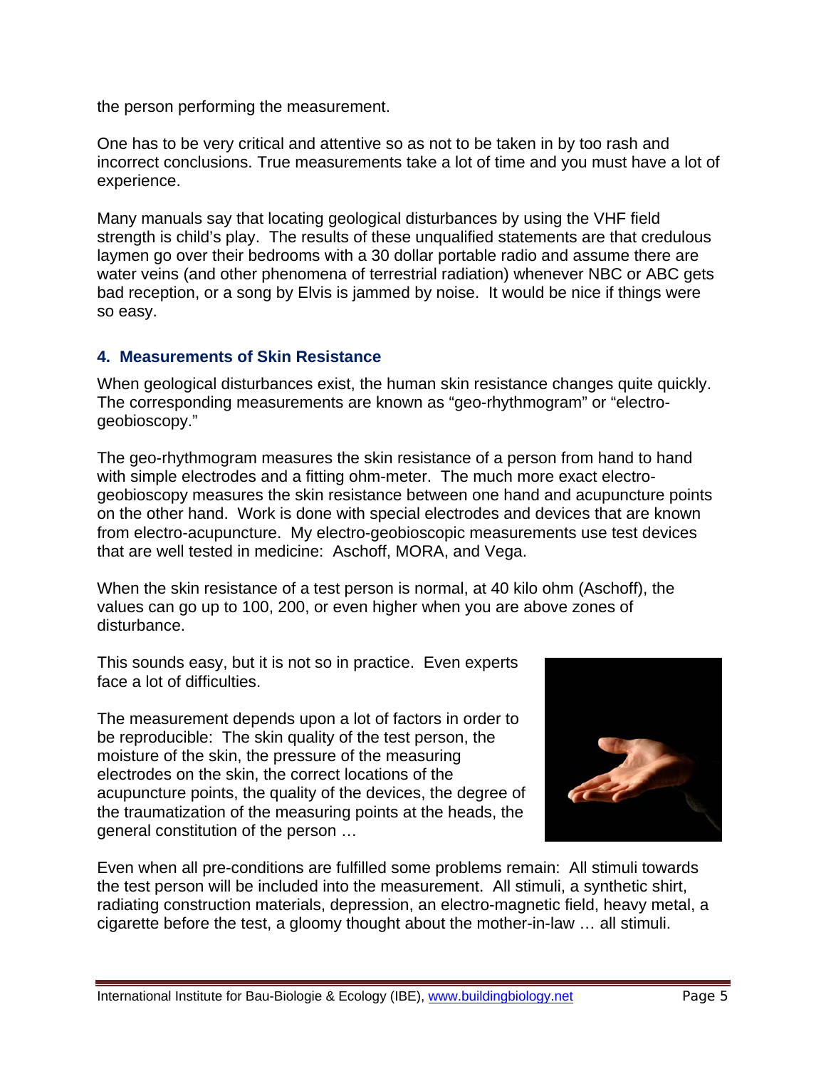the person performing the measurement.

One has to be very critical and attentive so as not to be taken in by too rash and incorrect conclusions. True measurements take a lot of time and you must have a lot of experience.

Many manuals say that locating geological disturbances by using the VHF field strength is child's play. The results of these unqualified statements are that credulous laymen go over their bedrooms with a 30 dollar portable radio and assume there are water veins (and other phenomena of terrestrial radiation) whenever NBC or ABC gets bad reception, or a song by Elvis is jammed by noise. It would be nice if things were so easy.

### 4. Measurements of Skin Resistance

When geological disturbances exist, the human skin resistance changes quite quickly. The corresponding measurements are known as "geo-rhythmogram" or "electro-geobioscopy."

The geo-rhythmogram measures the skin resistance of a person from hand to hand with simple electrodes and a fitting ohm-meter. The much more exact electro-geobioscopy measures the skin resistance between one hand and acupuncture points on the other hand. Work is done with special electrodes and devices that are known from electro-acupuncture. My electro-geobioscopic measurements use test devices that are well tested in medicine: Aschoff, MORA, and Vega.

When the skin resistance of a test person is normal, at 40 kilo ohm (Aschoff), the values can go up to 100, 200, or even higher when you are above zones of disturbance.

This sounds easy, but it is not so in practice. Even experts face a lot of difficulties.

The measurement depends upon a lot of factors in order to be reproducible: The skin quality of the test person, the moisture of the skin, the pressure of the measuring electrodes on the skin, the correct locations of the acupuncture points, the quality of the devices, the degree of the traumatization of the measuring points at the heads, the general constitution of the person …

Even when all pre-conditions are fulfilled some problems remain: All stimuli towards the test person will be included into the measurement. All stimuli, a synthetic shirt, radiating construction materials, depression, an electro-magnetic field, heavy metal, a cigarette before the test, a gloomy thought about the mother-in-law … all stimuli.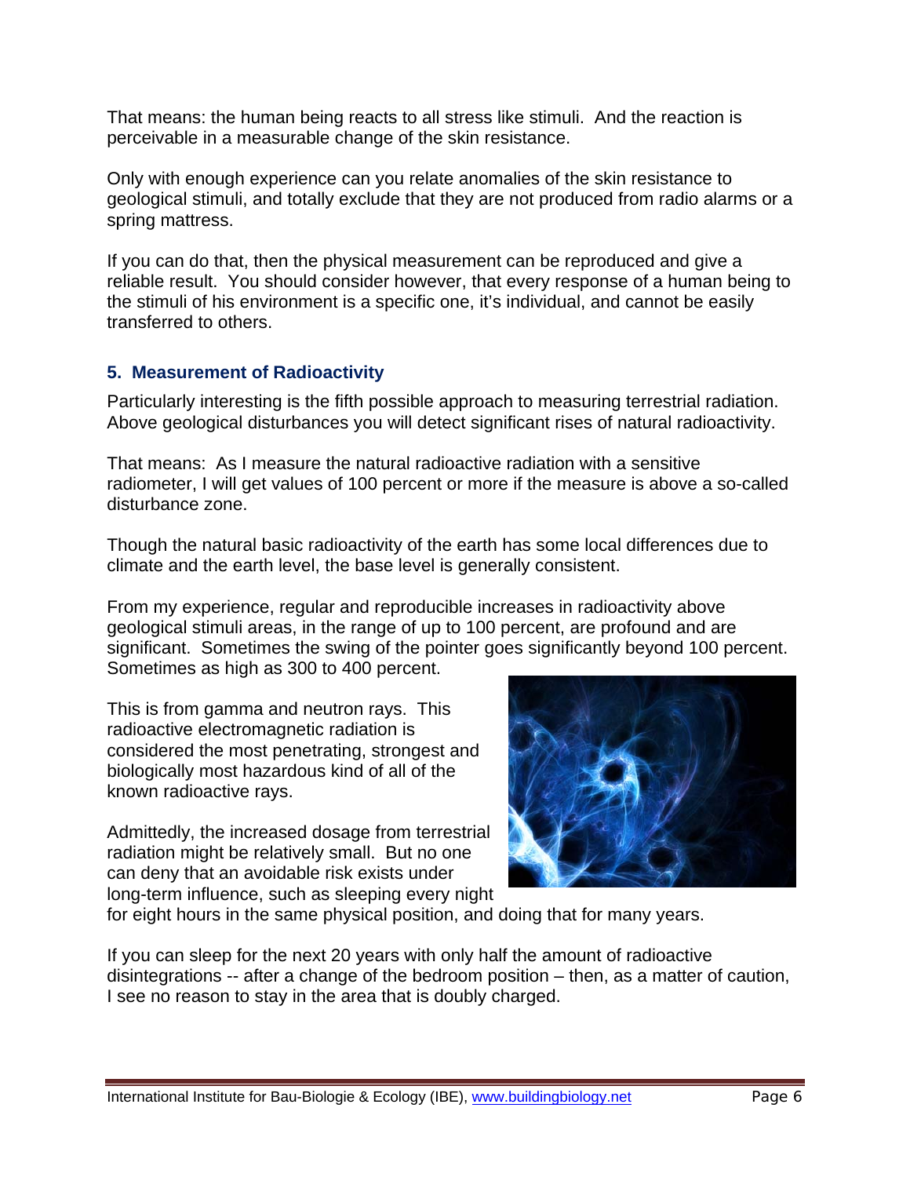That means: the human being reacts to all stress like stimuli. And the reaction is perceivable in a measurable change of the skin resistance.

Only with enough experience can you relate anomalies of the skin resistance to geological stimuli, and totally exclude that they are not produced from radio alarms or a spring mattress.

If you can do that, then the physical measurement can be reproduced and give a reliable result. You should consider however, that every response of a human being to the stimuli of his environment is a specific one, it's individual, and cannot be easily transferred to others.

### 5. Measurement of Radioactivity

Particularly interesting is the fifth possible approach to measuring terrestrial radiation. Above geological disturbances you will detect significant rises of natural radioactivity.

That means: As I measure the natural radioactive radiation with a sensitive radiometer, I will get values of 100 percent or more if the measure is above a so-called disturbance zone.

Though the natural basic radioactivity of the earth has some local differences due to climate and the earth level, the base level is generally consistent.

From my experience, regular and reproducible increases in radioactivity above geological stimuli areas, in the range of up to 100 percent, are profound and are significant. Sometimes the swing of the pointer goes significantly beyond 100 percent. Sometimes as high as 300 to 400 percent.

This is from gamma and neutron rays. This radioactive electromagnetic radiation is considered the most penetrating, strongest and biologically most hazardous kind of all of the known radioactive rays.

Admittedly, the increased dosage from terrestrial radiation might be relatively small. But no one can deny that an avoidable risk exists under long-term influence, such as sleeping every night for eight hours in the same physical position, and doing that for many years.

If you can sleep for the next 20 years with only half the amount of radioactive disintegrations -- after a change of the bedroom position – then, as a matter of caution, I see no reason to stay in the area that is doubly charged.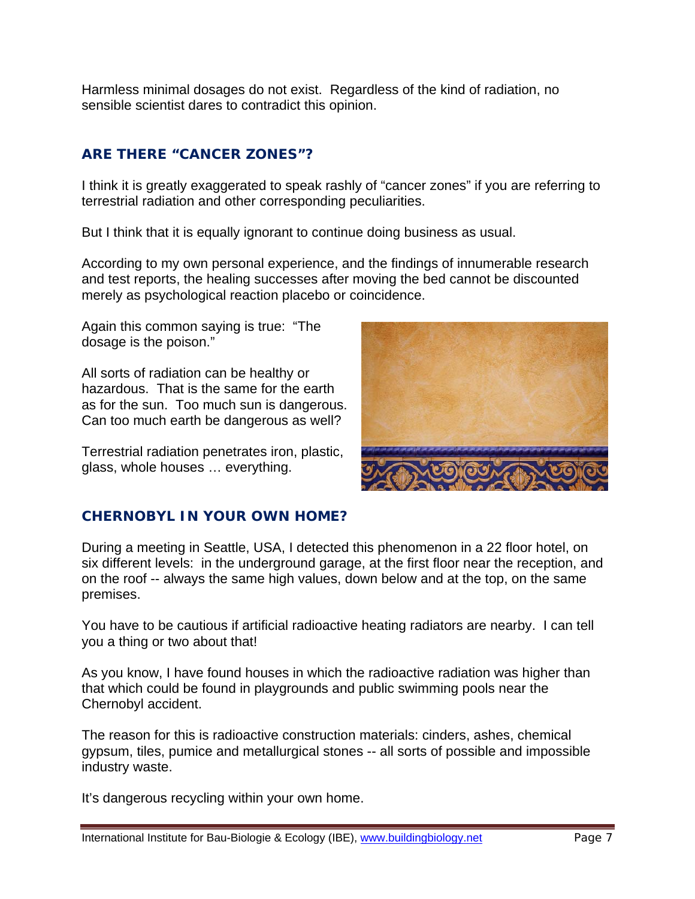Harmless minimal dosages do not exist. Regardless of the kind of radiation, no sensible scientist dares to contradict this opinion.

## ARE THERE "CANCER ZONES"?

I think it is greatly exaggerated to speak rashly of "cancer zones" if you are referring to terrestrial radiation and other corresponding peculiarities.

But I think that it is equally ignorant to continue doing business as usual.

According to my own personal experience, and the findings of innumerable research and test reports, the healing successes after moving the bed cannot be discounted merely as psychological reaction placebo or coincidence.

Again this common saying is true: "The dosage is the poison."

All sorts of radiation can be healthy or hazardous. That is the same for the earth as for the sun. Too much sun is dangerous. Can too much earth be dangerous as well?

Terrestrial radiation penetrates iron, plastic, glass, whole houses … everything.

## CHERNOBYL IN YOUR OWN HOME?

During a meeting in Seattle, USA, I detected this phenomenon in a 22 floor hotel, on six different levels: in the underground garage, at the first floor near the reception, and on the roof -- always the same high values, down below and at the top, on the same premises.

You have to be cautious if artificial radioactive heating radiators are nearby. I can tell you a thing or two about that!

As you know, I have found houses in which the radioactive radiation was higher than that which could be found in playgrounds and public swimming pools near the Chernobyl accident.

The reason for this is radioactive construction materials: cinders, ashes, chemical gypsum, tiles, pumice and metallurgical stones -- all sorts of possible and impossible industry waste.

It's dangerous recycling within your own home.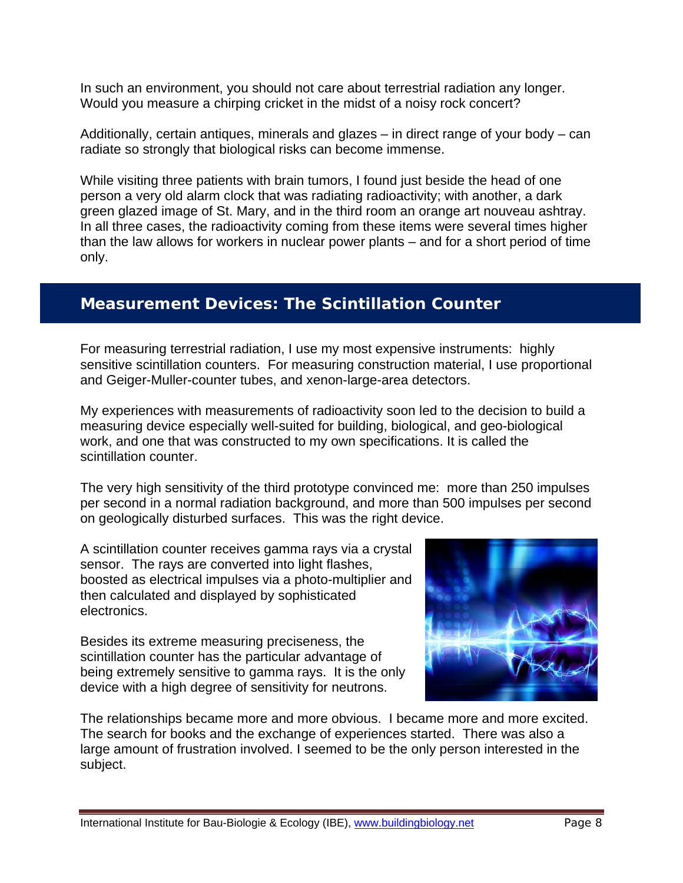In such an environment, you should not care about terrestrial radiation any longer. Would you measure a chirping cricket in the midst of a noisy rock concert?

Additionally, certain antiques, minerals and glazes – in direct range of your body – can radiate so strongly that biological risks can become immense.

While visiting three patients with brain tumors, I found just beside the head of one person a very old alarm clock that was radiating radioactivity; with another, a dark green glazed image of St. Mary, and in the third room an orange art nouveau ashtray. In all three cases, the radioactivity coming from these items were several times higher than the law allows for workers in nuclear power plants – and for a short period of time only.

## Measurement Devices: The Scintillation Counter

For measuring terrestrial radiation, I use my most expensive instruments: highly sensitive scintillation counters. For measuring construction material, I use proportional and Geiger-Muller-counter tubes, and xenon-large-area detectors.

My experiences with measurements of radioactivity soon led to the decision to build a measuring device especially well-suited for building, biological, and geo-biological work, and one that was constructed to my own specifications. It is called the scintillation counter.

The very high sensitivity of the third prototype convinced me: more than 250 impulses per second in a normal radiation background, and more than 500 impulses per second on geologically disturbed surfaces. This was the right device.

A scintillation counter receives gamma rays via a crystal sensor. The rays are converted into light flashes, boosted as electrical impulses via a photo-multiplier and then calculated and displayed by sophisticated electronics.

Besides its extreme measuring preciseness, the scintillation counter has the particular advantage of being extremely sensitive to gamma rays. It is the only device with a high degree of sensitivity for neutrons.

The relationships became more and more obvious. I became more and more excited. The search for books and the exchange of experiences started. There was also a large amount of frustration involved. I seemed to be the only person interested in the subject.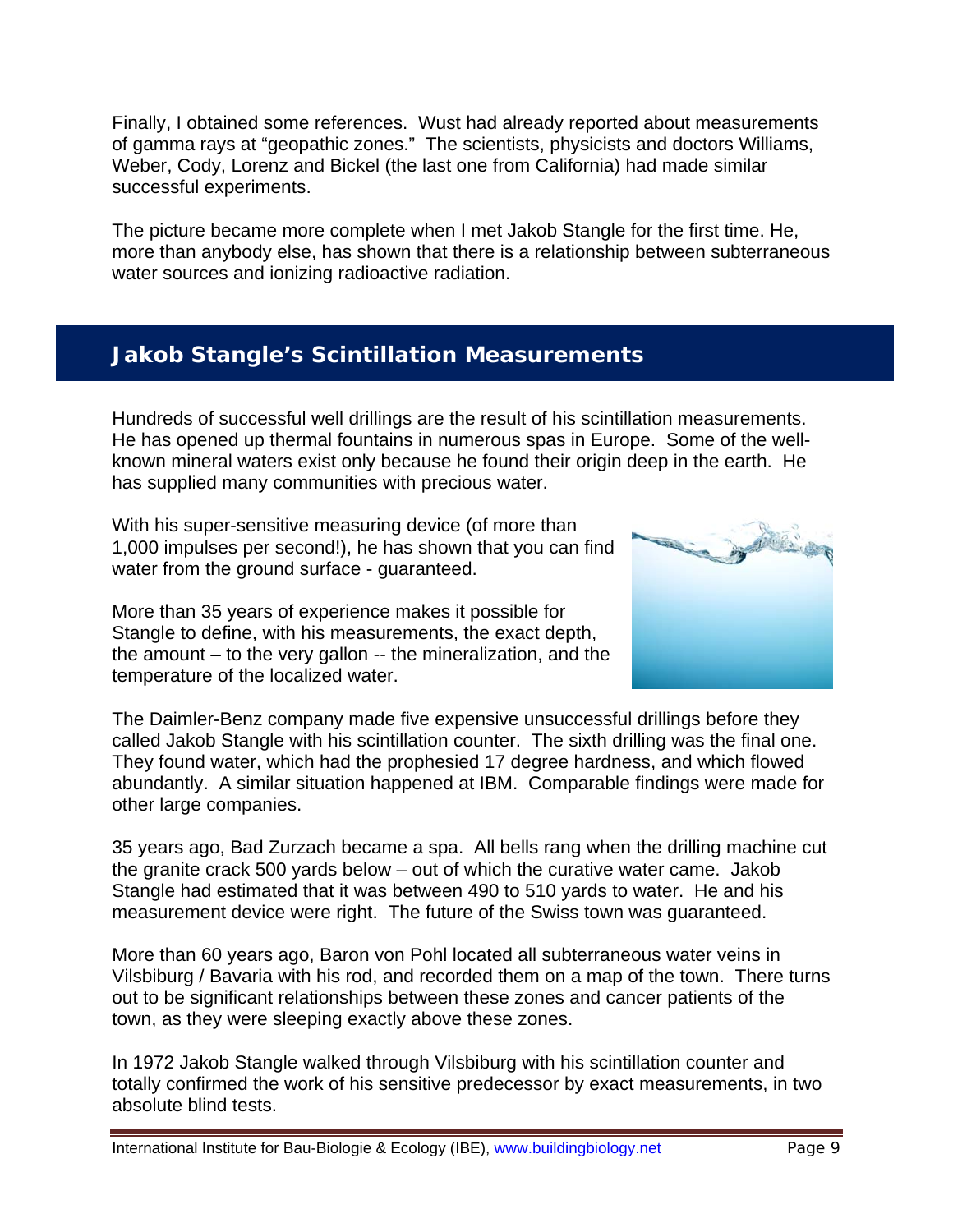Finally, I obtained some references. Wust had already reported about measurements of gamma rays at "geopathic zones." The scientists, physicists and doctors Williams, Weber, Cody, Lorenz and Bickel (the last one from California) had made similar successful experiments.

The picture became more complete when I met Jakob Stangle for the first time. He, more than anybody else, has shown that there is a relationship between subterraneous water sources and ionizing radioactive radiation.

## Jakob Stangle's Scintillation Measurements

Hundreds of successful well drillings are the result of his scintillation measurements. He has opened up thermal fountains in numerous spas in Europe. Some of the well-known mineral waters exist only because he found their origin deep in the earth. He has supplied many communities with precious water.

With his super-sensitive measuring device (of more than 1,000 impulses per second!), he has shown that you can find water from the ground surface - guaranteed.

More than 35 years of experience makes it possible for Stangle to define, with his measurements, the exact depth, the amount – to the very gallon -- the mineralization, and the temperature of the localized water.

The Daimler-Benz company made five expensive unsuccessful drillings before they called Jakob Stangle with his scintillation counter. The sixth drilling was the final one. They found water, which had the prophesied 17 degree hardness, and which flowed abundantly. A similar situation happened at IBM. Comparable findings were made for other large companies.

35 years ago, Bad Zurzach became a spa. All bells rang when the drilling machine cut the granite crack 500 yards below – out of which the curative water came. Jakob Stangle had estimated that it was between 490 to 510 yards to water. He and his measurement device were right. The future of the Swiss town was guaranteed.

More than 60 years ago, Baron von Pohl located all subterraneous water veins in Vilsbiburg / Bavaria with his rod, and recorded them on a map of the town. There turns out to be significant relationships between these zones and cancer patients of the town, as they were sleeping exactly above these zones.

In 1972 Jakob Stangle walked through Vilsbiburg with his scintillation counter and totally confirmed the work of his sensitive predecessor by exact measurements, in two absolute blind tests.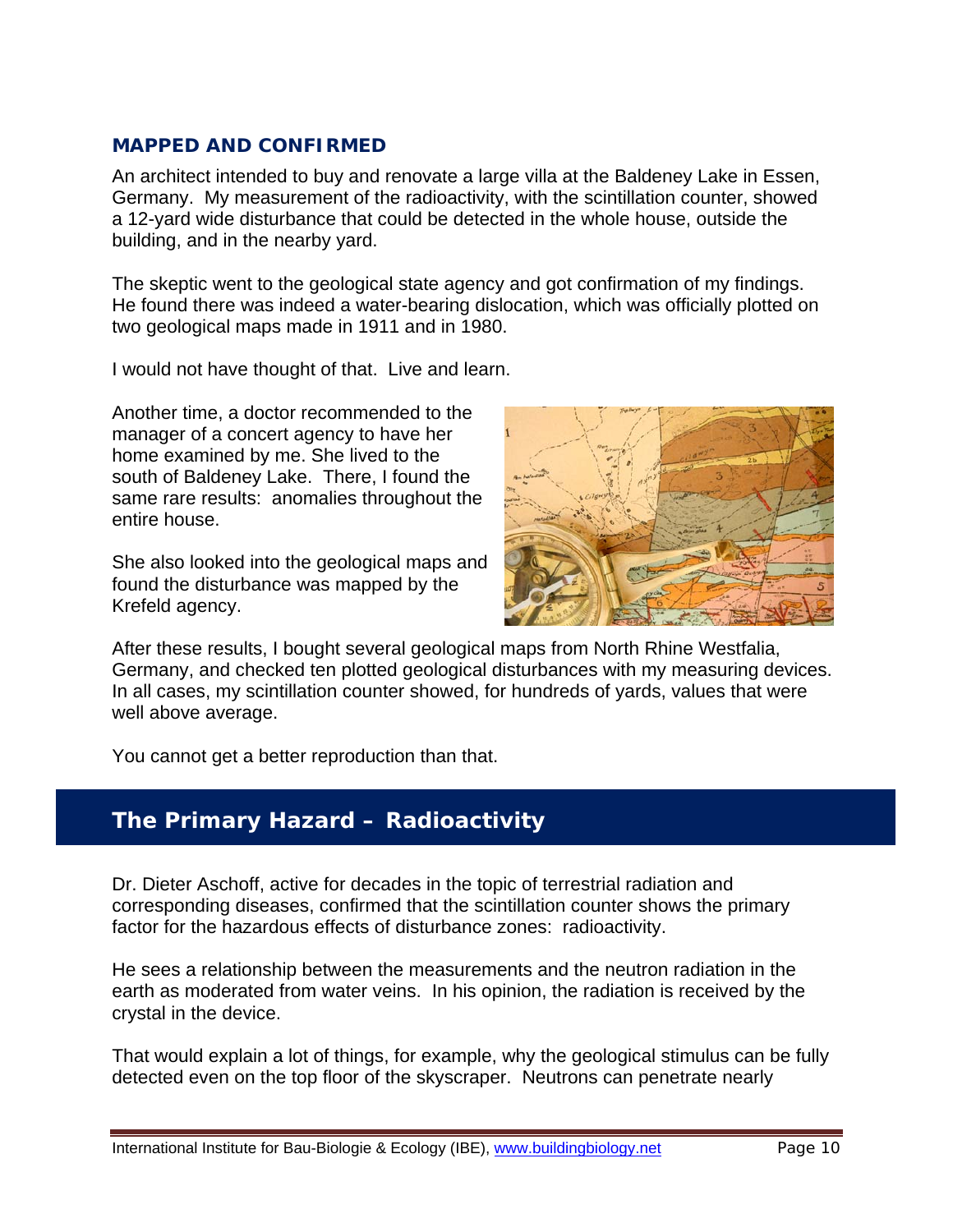### MAPPED AND CONFIRMED

An architect intended to buy and renovate a large villa at the Baldeney Lake in Essen, Germany. My measurement of the radioactivity, with the scintillation counter, showed a 12-yard wide disturbance that could be detected in the whole house, outside the building, and in the nearby yard.

The skeptic went to the geological state agency and got confirmation of my findings. He found there was indeed a water-bearing dislocation, which was officially plotted on two geological maps made in 1911 and in 1980.

I would not have thought of that. Live and learn.

Another time, a doctor recommended to the manager of a concert agency to have her home examined by me. She lived to the south of Baldeney Lake. There, I found the same rare results: anomalies throughout the entire house.

She also looked into the geological maps and found the disturbance was mapped by the Krefeld agency.

After these results, I bought several geological maps from North Rhine Westfalia, Germany, and checked ten plotted geological disturbances with my measuring devices. In all cases, my scintillation counter showed, for hundreds of yards, values that were well above average.

You cannot get a better reproduction than that.

## The Primary Hazard – Radioactivity

Dr. Dieter Aschoff, active for decades in the topic of terrestrial radiation and corresponding diseases, confirmed that the scintillation counter shows the primary factor for the hazardous effects of disturbance zones: radioactivity.

He sees a relationship between the measurements and the neutron radiation in the earth as moderated from water veins. In his opinion, the radiation is received by the crystal in the device.

That would explain a lot of things, for example, why the geological stimulus can be fully detected even on the top floor of the skyscraper. Neutrons can penetrate nearly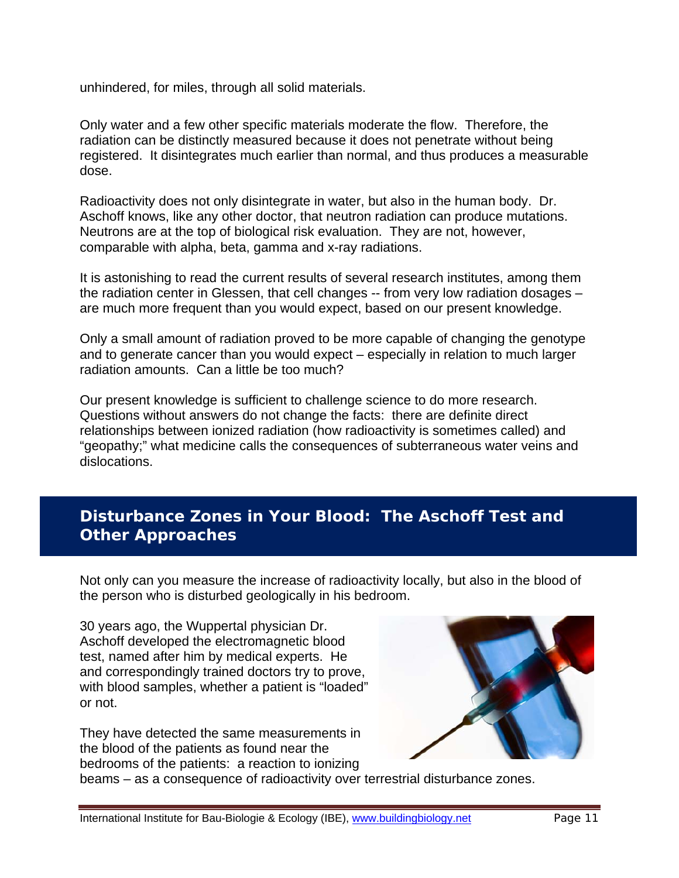unhindered, for miles, through all solid materials.

Only water and a few other specific materials moderate the flow. Therefore, the radiation can be distinctly measured because it does not penetrate without being registered. It disintegrates much earlier than normal, and thus produces a measurable dose.

Radioactivity does not only disintegrate in water, but also in the human body. Dr. Aschoff knows, like any other doctor, that neutron radiation can produce mutations. Neutrons are at the top of biological risk evaluation. They are not, however, comparable with alpha, beta, gamma and x-ray radiations.

It is astonishing to read the current results of several research institutes, among them the radiation center in Glessen, that cell changes -- from very low radiation dosages – are much more frequent than you would expect, based on our present knowledge.

Only a small amount of radiation proved to be more capable of changing the genotype and to generate cancer than you would expect – especially in relation to much larger radiation amounts. Can a little be too much?

Our present knowledge is sufficient to challenge science to do more research. Questions without answers do not change the facts: there are definite direct relationships between ionized radiation (how radioactivity is sometimes called) and "geopathy;" what medicine calls the consequences of subterraneous water veins and dislocations.

## Disturbance Zones in Your Blood: The Aschoff Test and Other Approaches

Not only can you measure the increase of radioactivity locally, but also in the blood of the person who is disturbed geologically in his bedroom.

30 years ago, the Wuppertal physician Dr. Aschoff developed the electromagnetic blood test, named after him by medical experts. He and correspondingly trained doctors try to prove, with blood samples, whether a patient is "loaded" or not.

They have detected the same measurements in the blood of the patients as found near the bedrooms of the patients: a reaction to ionizing beams – as a consequence of radioactivity over terrestrial disturbance zones.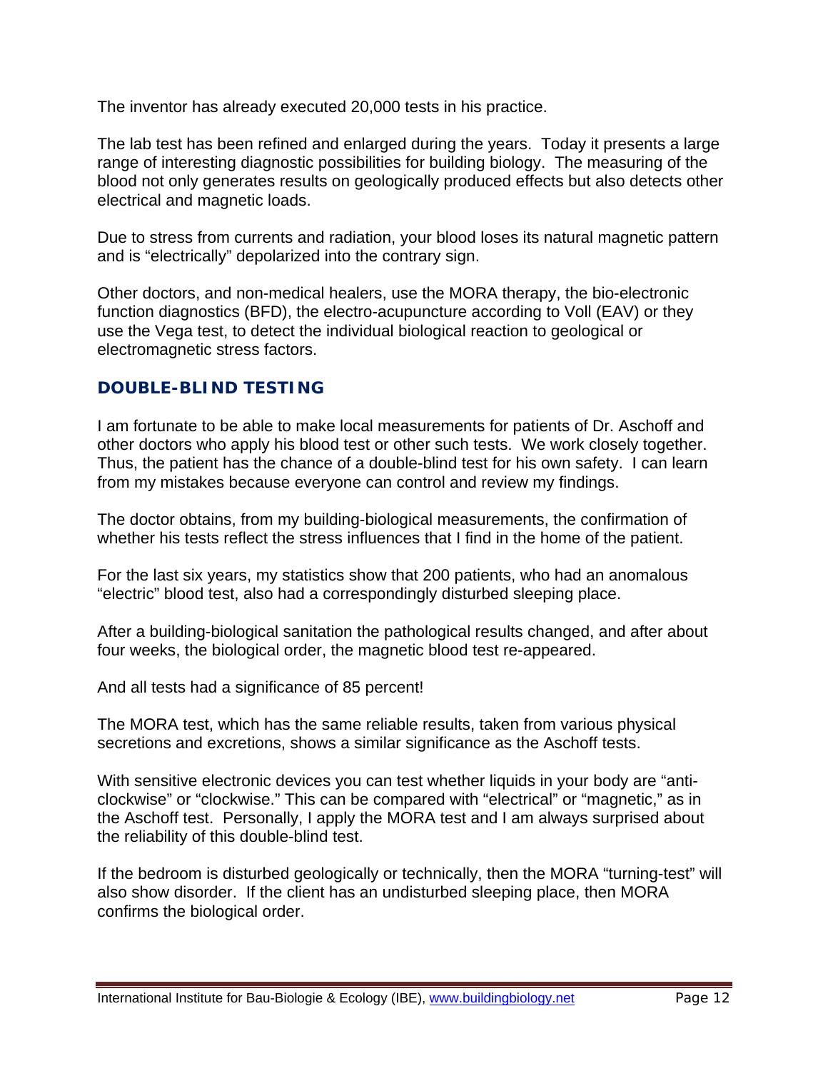The inventor has already executed 20,000 tests in his practice.

The lab test has been refined and enlarged during the years. Today it presents a large range of interesting diagnostic possibilities for building biology. The measuring of the blood not only generates results on geologically produced effects but also detects other electrical and magnetic loads.

Due to stress from currents and radiation, your blood loses its natural magnetic pattern and is "electrically" depolarized into the contrary sign.

Other doctors, and non-medical healers, use the MORA therapy, the bio-electronic function diagnostics (BFD), the electro-acupuncture according to Voll (EAV) or they use the Vega test, to detect the individual biological reaction to geological or electromagnetic stress factors.

## DOUBLE-BLIND TESTING

I am fortunate to be able to make local measurements for patients of Dr. Aschoff and other doctors who apply his blood test or other such tests. We work closely together. Thus, the patient has the chance of a double-blind test for his own safety. I can learn from my mistakes because everyone can control and review my findings.

The doctor obtains, from my building-biological measurements, the confirmation of whether his tests reflect the stress influences that I find in the home of the patient.

For the last six years, my statistics show that 200 patients, who had an anomalous "electric" blood test, also had a correspondingly disturbed sleeping place.

After a building-biological sanitation the pathological results changed, and after about four weeks, the biological order, the magnetic blood test re-appeared.

And all tests had a significance of 85 percent!

The MORA test, which has the same reliable results, taken from various physical secretions and excretions, shows a similar significance as the Aschoff tests.

With sensitive electronic devices you can test whether liquids in your body are "anti-clockwise" or "clockwise." This can be compared with "electrical" or "magnetic," as in the Aschoff test. Personally, I apply the MORA test and I am always surprised about the reliability of this double-blind test.

If the bedroom is disturbed geologically or technically, then the MORA "turning-test" will also show disorder. If the client has an undisturbed sleeping place, then MORA confirms the biological order.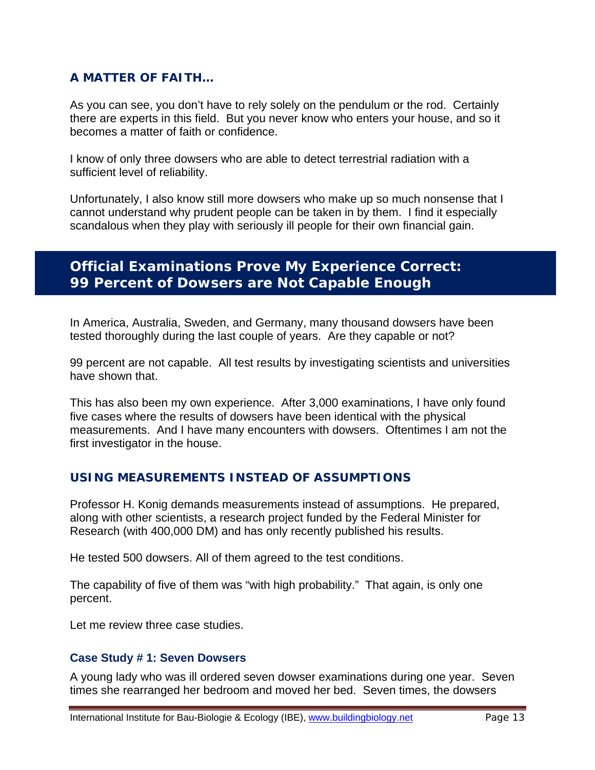### A MATTER OF FAITH…

As you can see, you don't have to rely solely on the pendulum or the rod. Certainly there are experts in this field. But you never know who enters your house, and so it becomes a matter of faith or confidence.

I know of only three dowsers who are able to detect terrestrial radiation with a sufficient level of reliability.

Unfortunately, I also know still more dowsers who make up so much nonsense that I cannot understand why prudent people can be taken in by them. I find it especially scandalous when they play with seriously ill people for their own financial gain.

## Official Examinations Prove My Experience Correct: 99 Percent of Dowsers are Not Capable Enough

In America, Australia, Sweden, and Germany, many thousand dowsers have been tested thoroughly during the last couple of years. Are they capable or not?

99 percent are not capable. All test results by investigating scientists and universities have shown that.

This has also been my own experience. After 3,000 examinations, I have only found five cases where the results of dowsers have been identical with the physical measurements. And I have many encounters with dowsers. Oftentimes I am not the first investigator in the house.

### USING MEASUREMENTS INSTEAD OF ASSUMPTIONS

Professor H. Konig demands measurements instead of assumptions. He prepared, along with other scientists, a research project funded by the Federal Minister for Research (with 400,000 DM) and has only recently published his results.

He tested 500 dowsers. All of them agreed to the test conditions.

The capability of five of them was "with high probability." That again, is only one percent.

Let me review three case studies.

#### Case Study # 1: Seven Dowsers

A young lady who was ill ordered seven dowser examinations during one year. Seven times she rearranged her bedroom and moved her bed. Seven times, the dowsers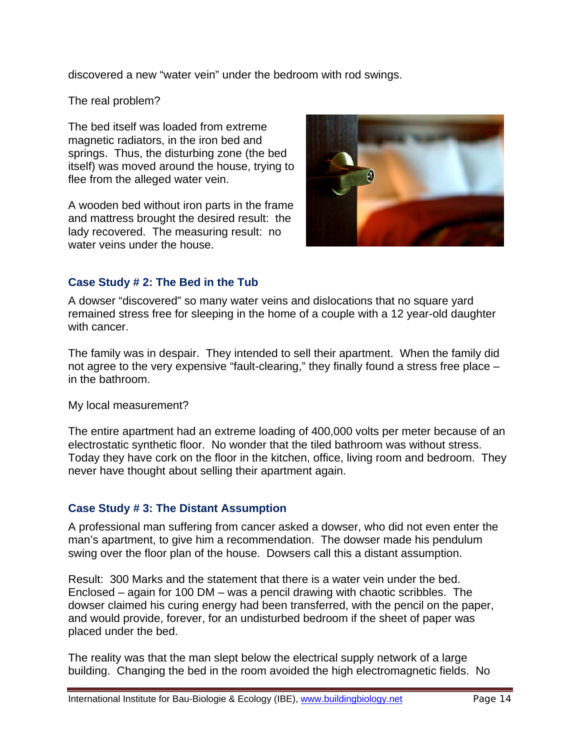discovered a new “water vein” under the bedroom with rod swings.

The real problem?

The bed itself was loaded from extreme magnetic radiators, in the iron bed and springs. Thus, the disturbing zone (the bed itself) was moved around the house, trying to flee from the alleged water vein.

A wooden bed without iron parts in the frame and mattress brought the desired result: the lady recovered. The measuring result: no water veins under the house.

### Case Study # 2: The Bed in the Tub

A dowser “discovered” so many water veins and dislocations that no square yard remained stress free for sleeping in the home of a couple with a 12 year-old daughter with cancer.

The family was in despair. They intended to sell their apartment. When the family did not agree to the very expensive “fault-clearing,” they finally found a stress free place – in the bathroom.

My local measurement?

The entire apartment had an extreme loading of 400,000 volts per meter because of an electrostatic synthetic floor. No wonder that the tiled bathroom was without stress. Today they have cork on the floor in the kitchen, office, living room and bedroom. They never have thought about selling their apartment again.

### Case Study # 3: The Distant Assumption

A professional man suffering from cancer asked a dowser, who did not even enter the man’s apartment, to give him a recommendation. The dowser made his pendulum swing over the floor plan of the house. Dowsers call this a distant assumption.

Result: 300 Marks and the statement that there is a water vein under the bed. Enclosed – again for 100 DM – was a pencil drawing with chaotic scribbles. The dowser claimed his curing energy had been transferred, with the pencil on the paper, and would provide, forever, for an undisturbed bedroom if the sheet of paper was placed under the bed.

The reality was that the man slept below the electrical supply network of a large building. Changing the bed in the room avoided the high electromagnetic fields. No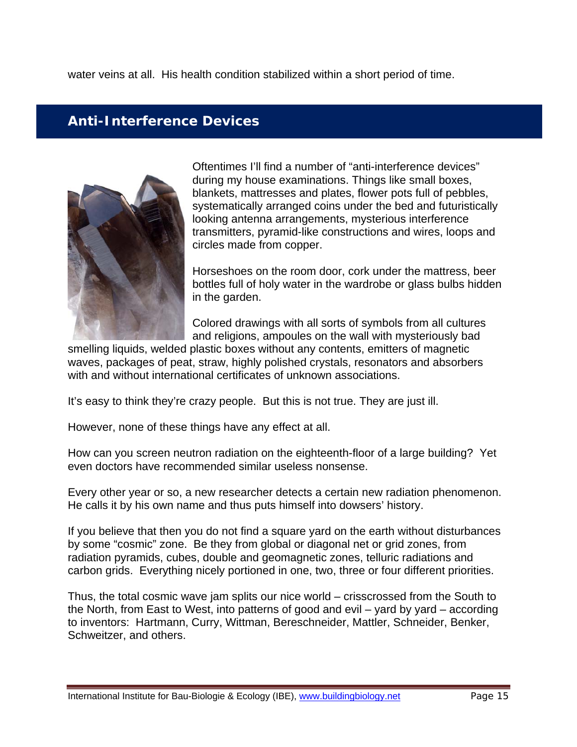water veins at all. His health condition stabilized within a short period of time.

## Anti-Interference Devices

Oftentimes I'll find a number of "anti-interference devices" during my house examinations. Things like small boxes, blankets, mattresses and plates, flower pots full of pebbles, systematically arranged coins under the bed and futuristically looking antenna arrangements, mysterious interference transmitters, pyramid-like constructions and wires, loops and circles made from copper.

Horseshoes on the room door, cork under the mattress, beer bottles full of holy water in the wardrobe or glass bulbs hidden in the garden.

Colored drawings with all sorts of symbols from all cultures and religions, ampoules on the wall with mysteriously bad smelling liquids, welded plastic boxes without any contents, emitters of magnetic waves, packages of peat, straw, highly polished crystals, resonators and absorbers with and without international certificates of unknown associations.

It's easy to think they're crazy people. But this is not true. They are just ill.

However, none of these things have any effect at all.

How can you screen neutron radiation on the eighteenth-floor of a large building? Yet even doctors have recommended similar useless nonsense.

Every other year or so, a new researcher detects a certain new radiation phenomenon. He calls it by his own name and thus puts himself into dowsers' history.

If you believe that then you do not find a square yard on the earth without disturbances by some "cosmic" zone. Be they from global or diagonal net or grid zones, from radiation pyramids, cubes, double and geomagnetic zones, telluric radiations and carbon grids. Everything nicely portioned in one, two, three or four different priorities.

Thus, the total cosmic wave jam splits our nice world – crisscrossed from the South to the North, from East to West, into patterns of good and evil – yard by yard – according to inventors: Hartmann, Curry, Wittman, Bereschneider, Mattler, Schneider, Benker, Schweitzer, and others.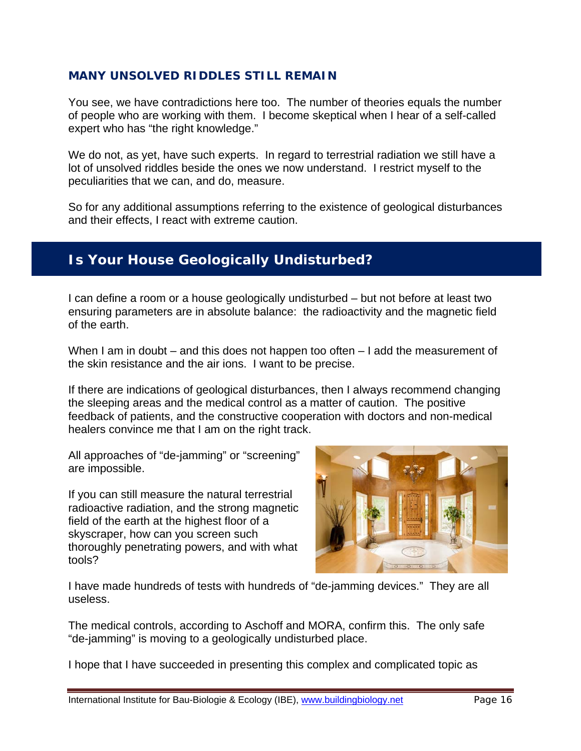### MANY UNSOLVED RIDDLES STILL REMAIN

You see, we have contradictions here too. The number of theories equals the number of people who are working with them. I become skeptical when I hear of a self-called expert who has "the right knowledge."

We do not, as yet, have such experts. In regard to terrestrial radiation we still have a lot of unsolved riddles beside the ones we now understand. I restrict myself to the peculiarities that we can, and do, measure.

So for any additional assumptions referring to the existence of geological disturbances and their effects, I react with extreme caution.

## Is Your House Geologically Undisturbed?

I can define a room or a house geologically undisturbed – but not before at least two ensuring parameters are in absolute balance: the radioactivity and the magnetic field of the earth.

When I am in doubt – and this does not happen too often – I add the measurement of the skin resistance and the air ions. I want to be precise.

If there are indications of geological disturbances, then I always recommend changing the sleeping areas and the medical control as a matter of caution. The positive feedback of patients, and the constructive cooperation with doctors and non-medical healers convince me that I am on the right track.

All approaches of "de-jamming" or "screening" are impossible.

If you can still measure the natural terrestrial radioactive radiation, and the strong magnetic field of the earth at the highest floor of a skyscraper, how can you screen such thoroughly penetrating powers, and with what tools?

I have made hundreds of tests with hundreds of "de-jamming devices." They are all useless.

The medical controls, according to Aschoff and MORA, confirm this. The only safe "de-jamming" is moving to a geologically undisturbed place.

I hope that I have succeeded in presenting this complex and complicated topic as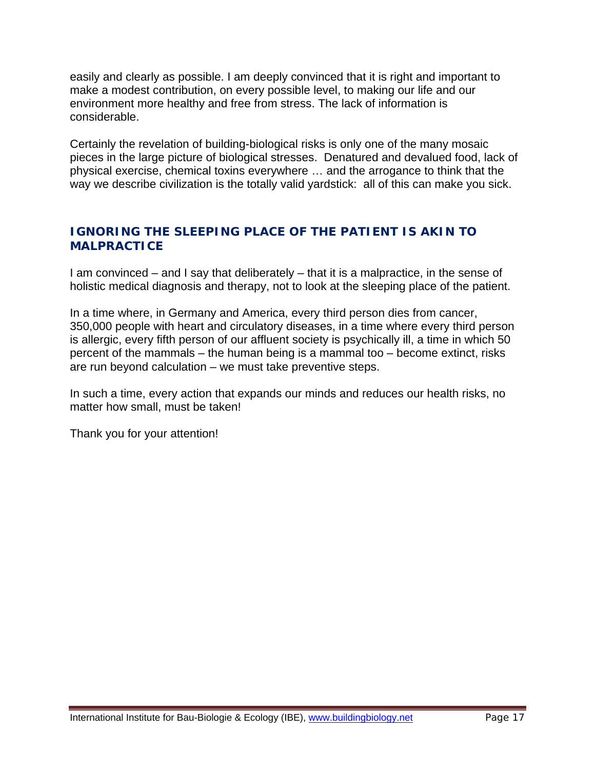easily and clearly as possible. I am deeply convinced that it is right and important to make a modest contribution, on every possible level, to making our life and our environment more healthy and free from stress. The lack of information is considerable.

Certainly the revelation of building-biological risks is only one of the many mosaic pieces in the large picture of biological stresses. Denatured and devalued food, lack of physical exercise, chemical toxins everywhere … and the arrogance to think that the way we describe civilization is the totally valid yardstick: all of this can make you sick.

## IGNORING THE SLEEPING PLACE OF THE PATIENT IS AKIN TO MALPRACTICE

I am convinced – and I say that deliberately – that it is a malpractice, in the sense of holistic medical diagnosis and therapy, not to look at the sleeping place of the patient.

In a time where, in Germany and America, every third person dies from cancer, 350,000 people with heart and circulatory diseases, in a time where every third person is allergic, every fifth person of our affluent society is psychically ill, a time in which 50 percent of the mammals – the human being is a mammal too – become extinct, risks are run beyond calculation – we must take preventive steps.

In such a time, every action that expands our minds and reduces our health risks, no matter how small, must be taken!

Thank you for your attention!